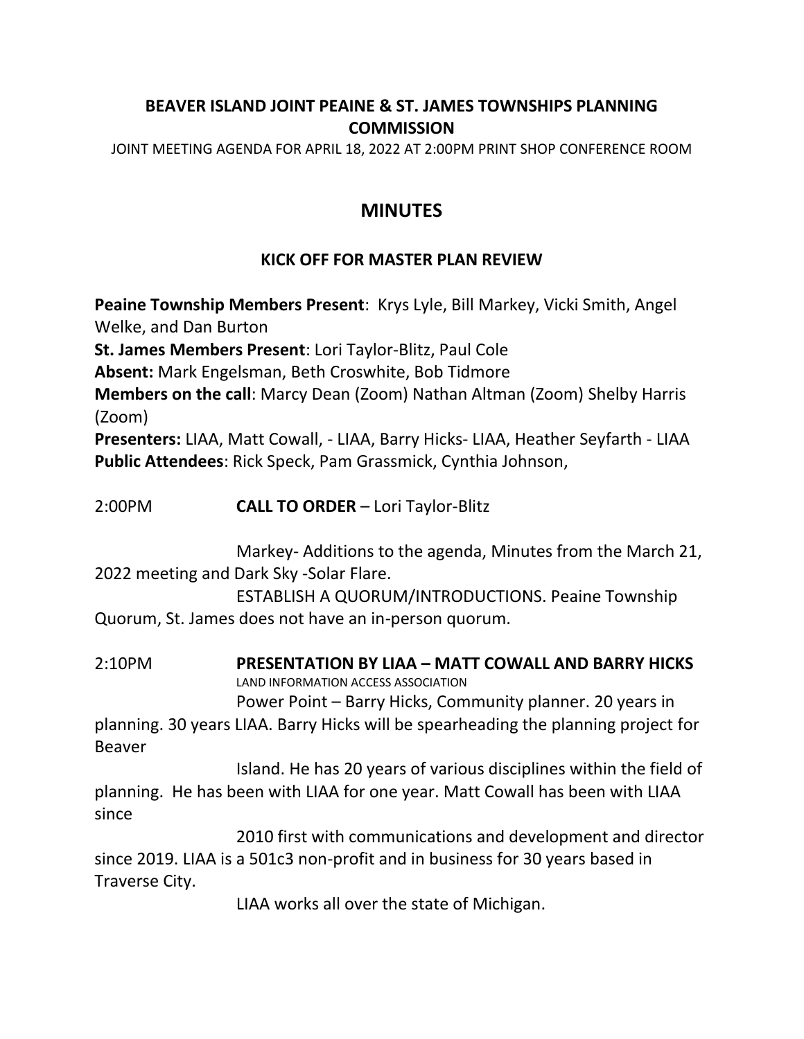**BEAVER ISLAND JOINT PEAINE & ST. JAMES TOWNSHIPS PLANNING COMMISSION**

JOINT MEETING AGENDA FOR APRIL 18, 2022 AT 2:00PM PRINT SHOP CONFERENCE ROOM

# MINUTES

## KICK OFF FOR MASTER PLAN REVIEW

**Peaine Township Members Present**: Krys Lyle, Bill Markey, Vicki Smith, Angel Welke, and Dan Burton
**St. James Members Present**: Lori Taylor-Blitz, Paul Cole
**Absent:** Mark Engelsman, Beth Croswhite, Bob Tidmore
**Members on the call**: Marcy Dean (Zoom) Nathan Altman (Zoom) Shelby Harris (Zoom)
**Presenters:** LIAA, Matt Cowall, - LIAA, Barry Hicks- LIAA, Heather Seyfarth - LIAA
**Public Attendees**: Rick Speck, Pam Grassmick, Cynthia Johnson,

2:00PM **CALL TO ORDER** – Lori Taylor-Blitz

Markey- Additions to the agenda, Minutes from the March 21, 2022 meeting and Dark Sky -Solar Flare.

ESTABLISH A QUORUM/INTRODUCTIONS. Peaine Township Quorum, St. James does not have an in-person quorum.

2:10PM **PRESENTATION BY LIAA – MATT COWALL AND BARRY HICKS**
LAND INFORMATION ACCESS ASSOCIATION

Power Point – Barry Hicks, Community planner. 20 years in planning. 30 years LIAA. Barry Hicks will be spearheading the planning project for Beaver Island. He has 20 years of various disciplines within the field of planning. He has been with LIAA for one year. Matt Cowall has been with LIAA since 2010 first with communications and development and director since 2019. LIAA is a 501c3 non-profit and in business for 30 years based in Traverse City.

LIAA works all over the state of Michigan.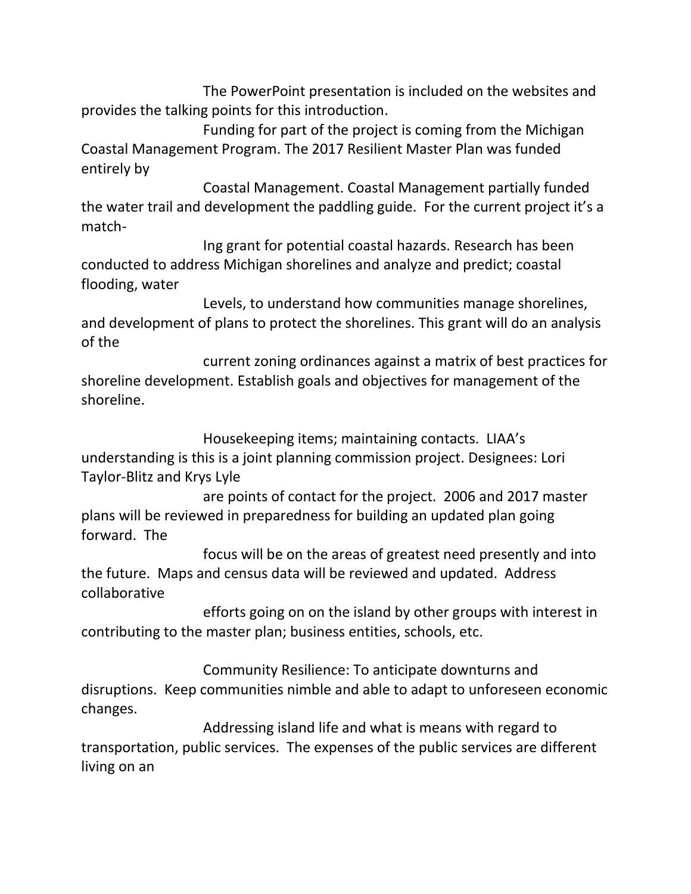The PowerPoint presentation is included on the websites and provides the talking points for this introduction.

Funding for part of the project is coming from the Michigan Coastal Management Program. The 2017 Resilient Master Plan was funded entirely by Coastal Management. Coastal Management partially funded the water trail and development the paddling guide. For the current project it's a matching grant for potential coastal hazards. Research has been conducted to address Michigan shorelines and analyze and predict; coastal flooding, water Levels, to understand how communities manage shorelines, and development of plans to protect the shorelines. This grant will do an analysis of the current zoning ordinances against a matrix of best practices for shoreline development. Establish goals and objectives for management of the shoreline.

Housekeeping items; maintaining contacts. LIAA's understanding is this is a joint planning commission project. Designees: Lori Taylor-Blitz and Krys Lyle are points of contact for the project. 2006 and 2017 master plans will be reviewed in preparedness for building an updated plan going forward. The focus will be on the areas of greatest need presently and into the future. Maps and census data will be reviewed and updated. Address collaborative efforts going on on the island by other groups with interest in contributing to the master plan; business entities, schools, etc.

Community Resilience: To anticipate downturns and disruptions. Keep communities nimble and able to adapt to unforeseen economic changes.

Addressing island life and what is means with regard to transportation, public services. The expenses of the public services are different living on an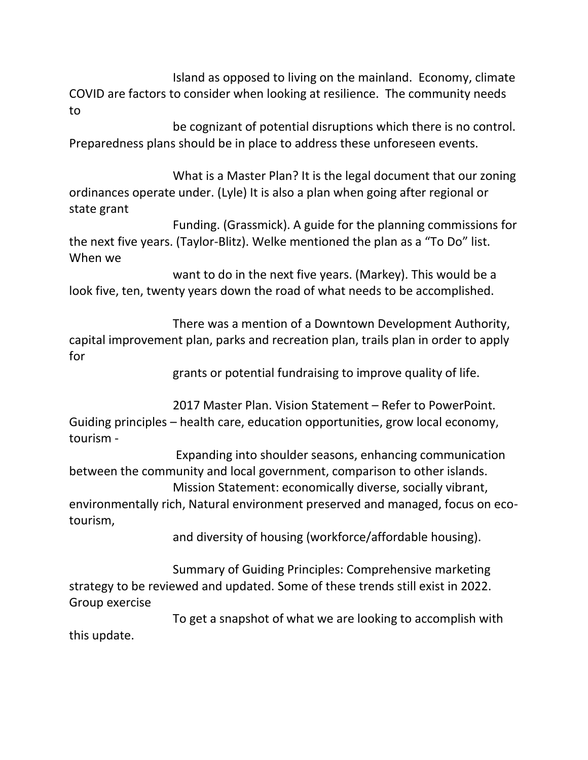Island as opposed to living on the mainland. Economy, climate COVID are factors to consider when looking at resilience. The community needs to be cognizant of potential disruptions which there is no control. Preparedness plans should be in place to address these unforeseen events.

What is a Master Plan? It is the legal document that our zoning ordinances operate under. (Lyle) It is also a plan when going after regional or state grant Funding. (Grassmick). A guide for the planning commissions for the next five years. (Taylor-Blitz). Welke mentioned the plan as a "To Do" list. When we want to do in the next five years. (Markey). This would be a look five, ten, twenty years down the road of what needs to be accomplished.

There was a mention of a Downtown Development Authority, capital improvement plan, parks and recreation plan, trails plan in order to apply for grants or potential fundraising to improve quality of life.

2017 Master Plan. Vision Statement – Refer to PowerPoint. Guiding principles – health care, education opportunities, grow local economy, tourism - Expanding into shoulder seasons, enhancing communication between the community and local government, comparison to other islands.

Mission Statement: economically diverse, socially vibrant, environmentally rich, Natural environment preserved and managed, focus on eco-tourism, and diversity of housing (workforce/affordable housing).

Summary of Guiding Principles: Comprehensive marketing strategy to be reviewed and updated. Some of these trends still exist in 2022. Group exercise To get a snapshot of what we are looking to accomplish with this update.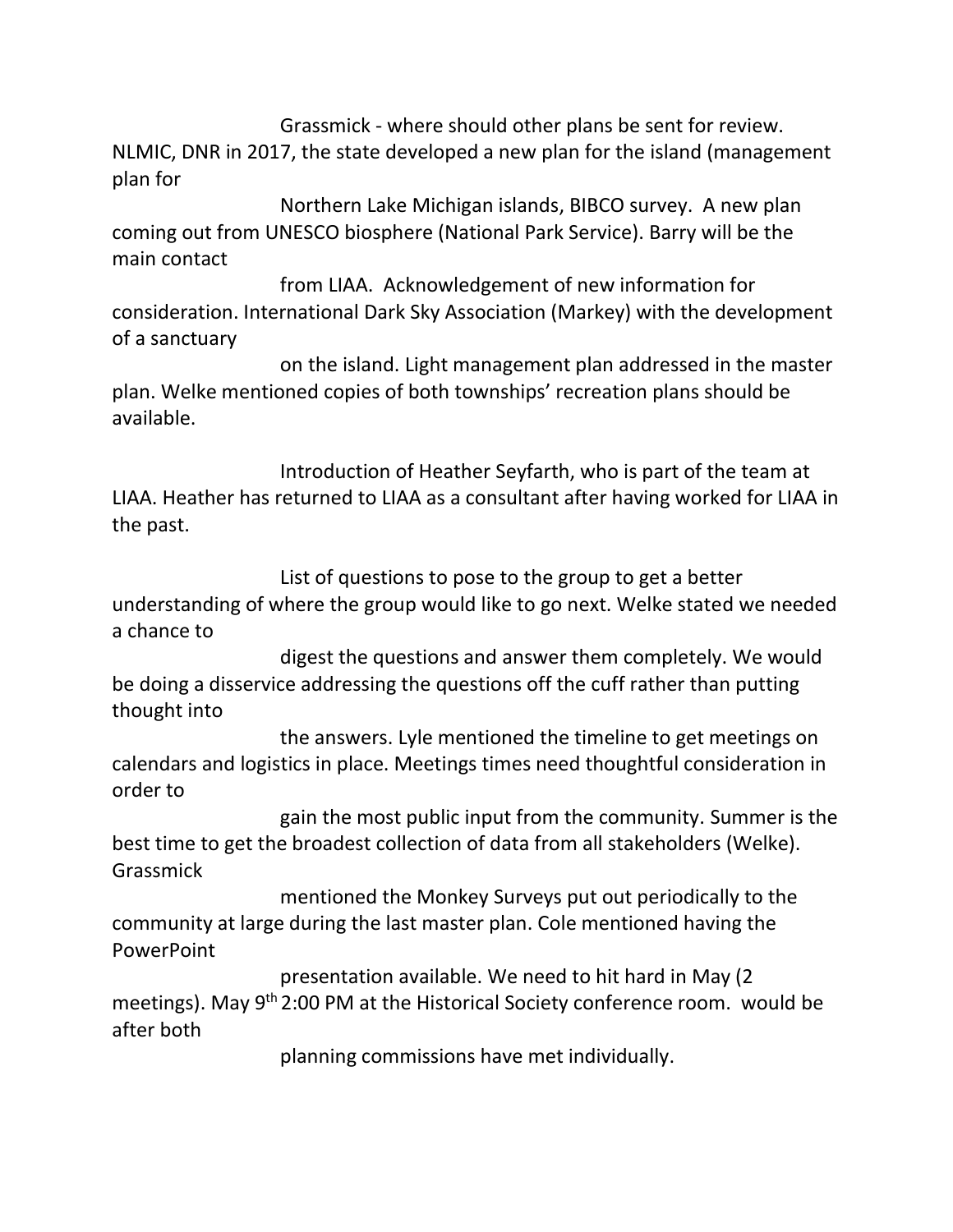Grassmick - where should other plans be sent for review. NLMIC, DNR in 2017, the state developed a new plan for the island (management plan for Northern Lake Michigan islands, BIBCO survey. A new plan coming out from UNESCO biosphere (National Park Service). Barry will be the main contact from LIAA. Acknowledgement of new information for consideration. International Dark Sky Association (Markey) with the development of a sanctuary on the island. Light management plan addressed in the master plan. Welke mentioned copies of both townships' recreation plans should be available.

Introduction of Heather Seyfarth, who is part of the team at LIAA. Heather has returned to LIAA as a consultant after having worked for LIAA in the past.

List of questions to pose to the group to get a better understanding of where the group would like to go next. Welke stated we needed a chance to digest the questions and answer them completely. We would be doing a disservice addressing the questions off the cuff rather than putting thought into the answers. Lyle mentioned the timeline to get meetings on calendars and logistics in place. Meetings times need thoughtful consideration in order to gain the most public input from the community. Summer is the best time to get the broadest collection of data from all stakeholders (Welke). Grassmick mentioned the Monkey Surveys put out periodically to the community at large during the last master plan. Cole mentioned having the PowerPoint presentation available. We need to hit hard in May (2 meetings). May 9th 2:00 PM at the Historical Society conference room. would be after both planning commissions have met individually.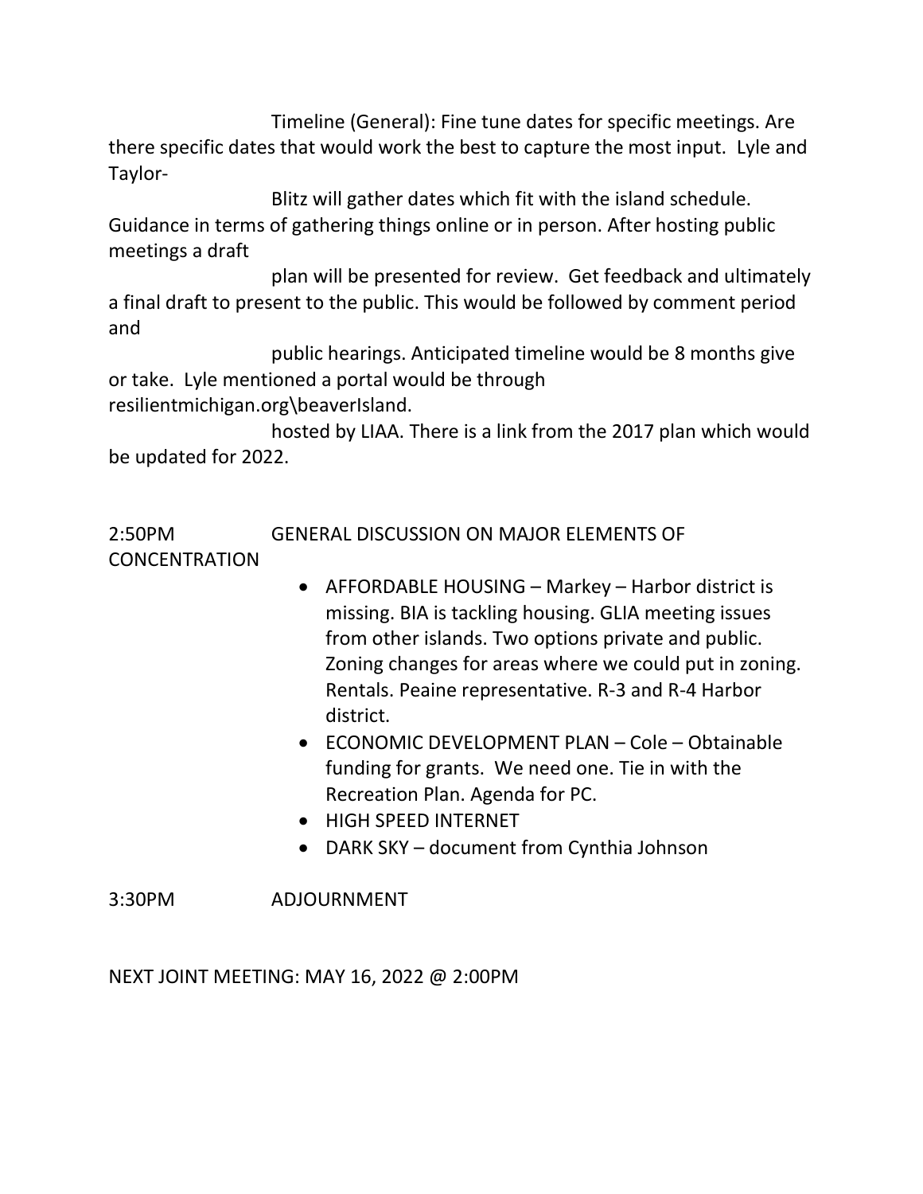Timeline (General): Fine tune dates for specific meetings. Are there specific dates that would work the best to capture the most input. Lyle and Taylor-Blitz will gather dates which fit with the island schedule. Guidance in terms of gathering things online or in person. After hosting public meetings a draft plan will be presented for review. Get feedback and ultimately a final draft to present to the public. This would be followed by comment period and public hearings. Anticipated timeline would be 8 months give or take. Lyle mentioned a portal would be through resilientmichigan.org\beaverIsland. hosted by LIAA. There is a link from the 2017 plan which would be updated for 2022.

2:50PM GENERAL DISCUSSION ON MAJOR ELEMENTS OF CONCENTRATION

- AFFORDABLE HOUSING – Markey – Harbor district is missing. BIA is tackling housing. GLIA meeting issues from other islands. Two options private and public. Zoning changes for areas where we could put in zoning. Rentals. Peaine representative. R-3 and R-4 Harbor district.
- ECONOMIC DEVELOPMENT PLAN – Cole – Obtainable funding for grants. We need one. Tie in with the Recreation Plan. Agenda for PC.
- HIGH SPEED INTERNET
- DARK SKY – document from Cynthia Johnson

3:30PM ADJOURNMENT

NEXT JOINT MEETING: MAY 16, 2022 @ 2:00PM